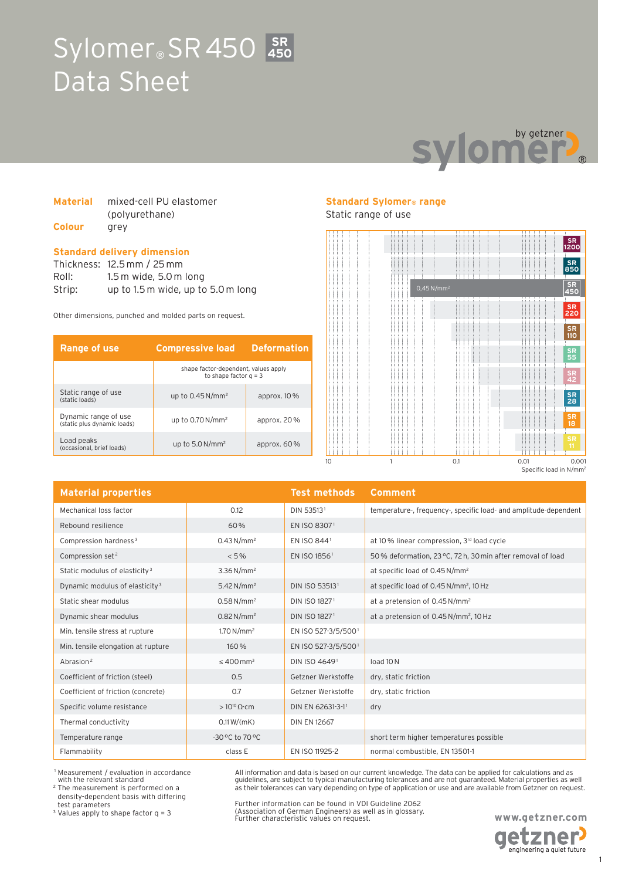# Sylomer® SR 450 Data Sheet

**Material** mixed-cell PU elastomer (polyurethane)

**Colour** grey

**Standard delivery dimension**

Thickness: 12.5 mm / 25 mm
Roll: 1.5 m wide, 5.0 m long
Strip: up to 1.5 m wide, up to 5.0 m long

Other dimensions, punched and molded parts on request.

| Range of use | Compressive load | Deformation |
|---|---|---|
| | shape factor-dependent, values apply to shape factor q = 3 | |
| Static range of use (static loads) | up to 0.45 N/mm² | approx. 10 % |
| Dynamic range of use (static plus dynamic loads) | up to 0.70 N/mm² | approx. 20 % |
| Load peaks (occasional, brief loads) | up to 5.0 N/mm² | approx. 60 % |

**Standard Sylomer® range**

Static range of use

SR 1200, SR 850, SR 450 (0,45 N/mm²), SR 220, SR 110, SR 55, SR 42, SR 28, SR 18, SR 11

Specific load in N/mm²: 10 – 1 – 0.1 – 0.01 – 0.001

| Material properties | | Test methods | Comment |
|---|---|---|---|
| Mechanical loss factor | 0.12 | DIN 53513[1] | temperature-, frequency-, specific load- and amplitude-dependent |
| Rebound resilience | 60 % | EN ISO 8307[1] | |
| Compression hardness[3] | 0.43 N/mm² | EN ISO 844[1] | at 10 % linear compression, 3rd load cycle |
| Compression set[2] | < 5 % | EN ISO 1856[1] | 50 % deformation, 23 °C, 72 h, 30 min after removal of load |
| Static modulus of elasticity[3] | 3.36 N/mm² | | at specific load of 0.45 N/mm² |
| Dynamic modulus of elasticity[3] | 5.42 N/mm² | DIN ISO 53513[1] | at specific load of 0.45 N/mm², 10 Hz |
| Static shear modulus | 0.58 N/mm² | DIN ISO 1827[1] | at a pretension of 0.45 N/mm² |
| Dynamic shear modulus | 0.82 N/mm² | DIN ISO 1827[1] | at a pretension of 0.45 N/mm², 10 Hz |
| Min. tensile stress at rupture | 1.70 N/mm² | EN ISO 527-3/5/500[1] | |
| Min. tensile elongation at rupture | 160 % | EN ISO 527-3/5/500[1] | |
| Abrasion[2] | ≤ 400 mm³ | DIN ISO 4649[1] | load 10 N |
| Coefficient of friction (steel) | 0.5 | Getzner Werkstoffe | dry, static friction |
| Coefficient of friction (concrete) | 0.7 | Getzner Werkstoffe | dry, static friction |
| Specific volume resistance | > $10^{10}$ Ω·cm | DIN EN 62631-3-1[1] | dry |
| Thermal conductivity | 0.11 W/(mK) | DIN EN 12667 | |
| Temperature range | -30 °C to 70 °C | | short term higher temperatures possible |
| Flammability | class E | EN ISO 11925-2 | normal combustible, EN 13501-1 |

[1] Measurement / evaluation in accordance with the relevant standard
[2] The measurement is performed on a density-dependent basis with differing test parameters
[3] Values apply to shape factor q = 3

All information and data is based on our current knowledge. The data can be applied for calculations and as guidelines, are subject to typical manufacturing tolerances and are not guaranteed. Material properties as well as their tolerances can vary depending on type of application or use and are available from Getzner on request.

Further information can be found in VDI Guideline 2062 (Association of German Engineers) as well as in glossary. Further characteristic values on request.

www.getzner.com

getzner engineering a quiet future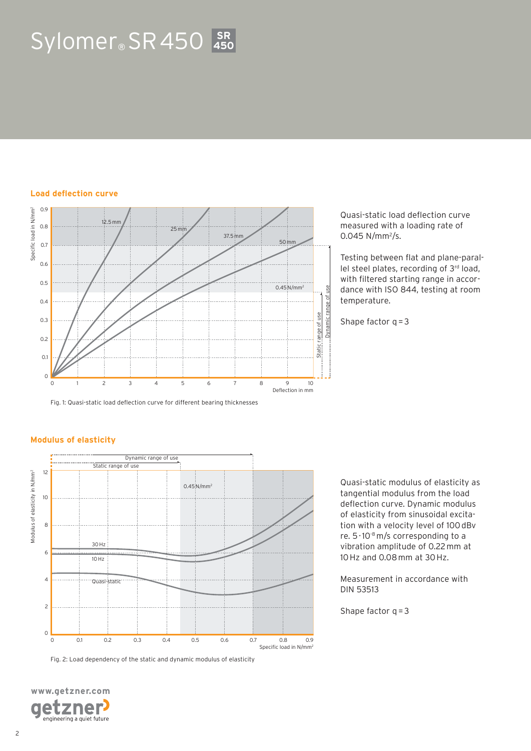# Sylomer® SR 450

## Load deflection curve

Fig. 1: Quasi-static load deflection curve for different bearing thicknesses

Quasi-static load deflection curve measured with a loading rate of 0.045 N/mm²/s.

Testing between flat and plane-parallel steel plates, recording of 3rd load, with filtered starting range in accordance with ISO 844, testing at room temperature.

Shape factor q = 3

## Modulus of elasticity

Fig. 2: Load dependency of the static and dynamic modulus of elasticity

Quasi-static modulus of elasticity as tangential modulus from the load deflection curve. Dynamic modulus of elasticity from sinusoidal excitation with a velocity level of 100 dBv re. $5 \cdot 10^{-8}$ m/s corresponding to a vibration amplitude of 0.22 mm at 10 Hz and 0.08 mm at 30 Hz.

Measurement in accordance with DIN 53513

Shape factor q = 3

www.getzner.com

getzner engineering a quiet future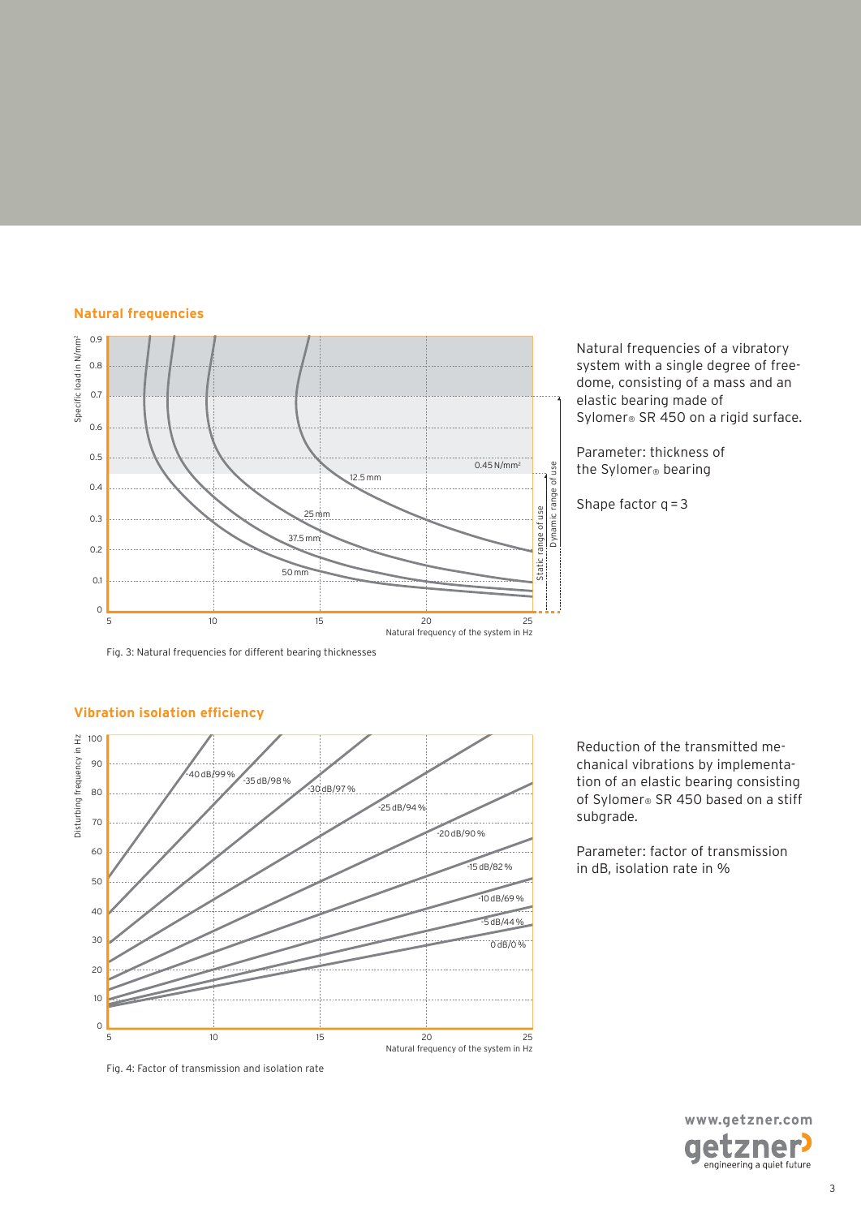## Natural frequencies

Natural frequencies of a vibratory system with a single degree of freedome, consisting of a mass and an elastic bearing made of Sylomer® SR 450 on a rigid surface.

Parameter: thickness of the Sylomer® bearing

Shape factor q = 3

Fig. 3: Natural frequencies for different bearing thicknesses

## Vibration isolation efficiency

Reduction of the transmitted mechanical vibrations by implementation of an elastic bearing consisting of Sylomer® SR 450 based on a stiff subgrade.

Parameter: factor of transmission in dB, isolation rate in %

Fig. 4: Factor of transmission and isolation rate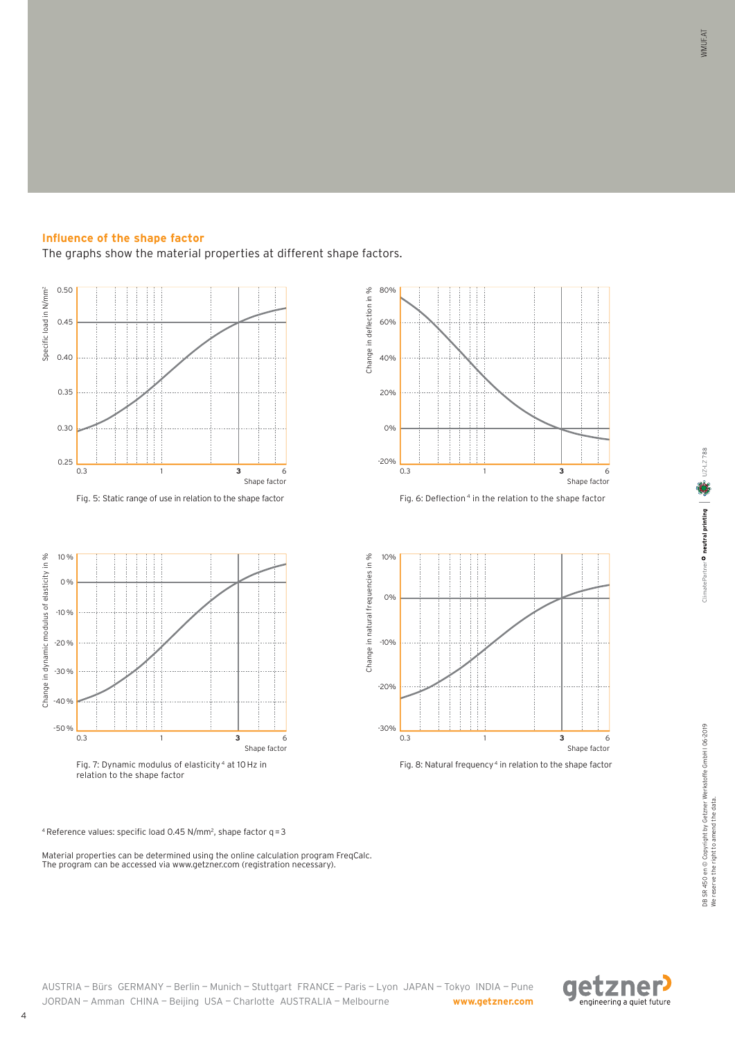## Influence of the shape factor

The graphs show the material properties at different shape factors.

Specific load in N/mm²
0.50
0.45
0.40
0.35
0.30
0.25
0.3
1
3
6
Shape factor

Fig. 5: Static range of use in relation to the shape factor

Change in deflection in %
80%
60%
40%
20%
0%
-20%
0.3
1
3
6
Shape factor

Fig. 6: Deflection[4] in the relation to the shape factor

Change in dynamic modulus of elasticity in %
10 %
0 %
-10 %
-20 %
-30 %
-40 %
-50 %
0.3
1
3
6
Shape factor

Fig. 7: Dynamic modulus of elasticity[4] at 10 Hz in relation to the shape factor

Change in natural frequencies in %
10%
0%
-10%
-20%
-30%
0.3
1
3
6
Shape factor

Fig. 8: Natural frequency[4] in relation to the shape factor

[4] Reference values: specific load 0.45 N/mm², shape factor q = 3

Material properties can be determined using the online calculation program FreqCalc.
The program can be accessed via www.getzner.com (registration necessary).

AUSTRIA – Bürs GERMANY – Berlin – Munich – Stuttgart FRANCE – Paris – Lyon JAPAN – Tokyo INDIA – Pune JORDAN – Amman CHINA – Beijing USA – Charlotte AUSTRALIA – Melbourne **www.getzner.com**

getzner engineering a quiet future

DB SR 450 en © Copyright by Getzner Werkstoffe GmbH I 06-2019
We reserve the right to amend the data.